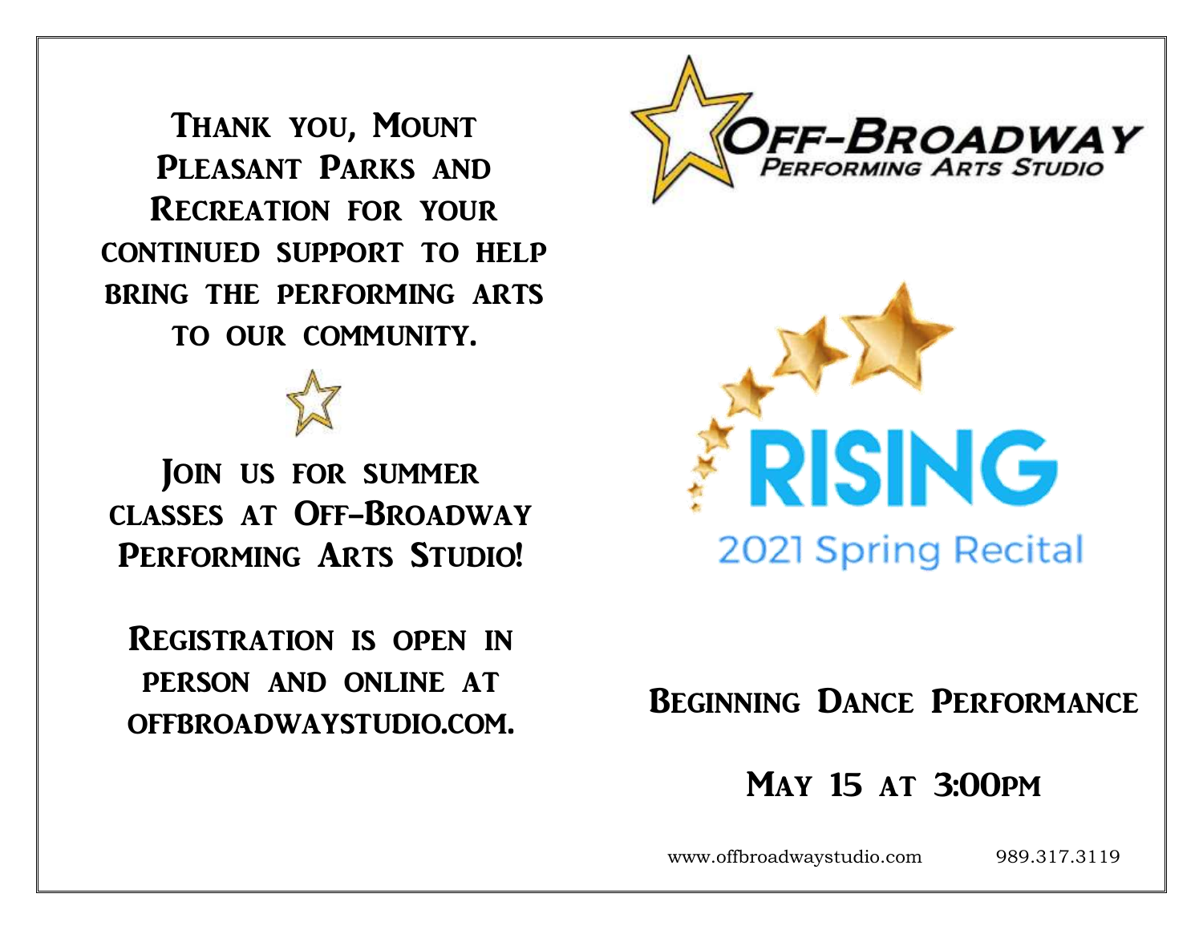Thank you, Mount Pleasant Parks and Recreation for your continued support to help bring the performing arts to our community.

Join us for summer classes at Off-Broadway Performing Arts Studio!

Registration is open in person and online at offbroadwaystudio.com.

# Off-Broadway Performing Arts Studio

# RISING

## 2021 Spring Recital

## Beginning Dance Performance

## May 15 at 3:00pm

www.offbroadwaystudio.com 989.317.3119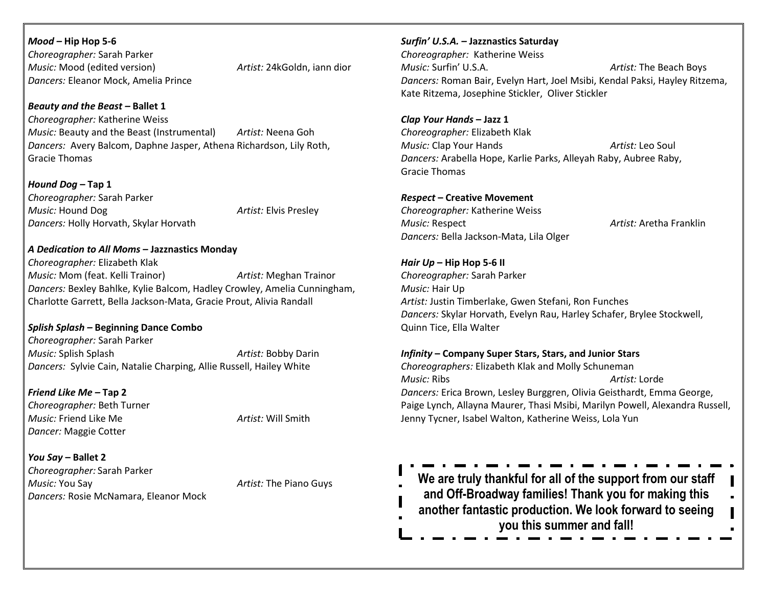***Mood* – Hip Hop 5-6**
*Choreographer:* Sarah Parker
*Music:* Mood (edited version) *Artist:* 24kGoldn, iann dior
*Dancers:* Eleanor Mock, Amelia Prince

***Beauty and the Beast* – Ballet 1**
*Choreographer:* Katherine Weiss
*Music:* Beauty and the Beast (Instrumental) *Artist:* Neena Goh
*Dancers:* Avery Balcom, Daphne Jasper, Athena Richardson, Lily Roth, Gracie Thomas

***Hound Dog* – Tap 1**
*Choreographer:* Sarah Parker
*Music:* Hound Dog *Artist:* Elvis Presley
*Dancers:* Holly Horvath, Skylar Horvath

***A Dedication to All Moms* – Jazznastics Monday**
*Choreographer:* Elizabeth Klak
*Music:* Mom (feat. Kelli Trainor) *Artist:* Meghan Trainor
*Dancers:* Bexley Bahlke, Kylie Balcom, Hadley Crowley, Amelia Cunningham, Charlotte Garrett, Bella Jackson-Mata, Gracie Prout, Alivia Randall

***Splish Splash* – Beginning Dance Combo**
*Choreographer:* Sarah Parker
*Music:* Splish Splash *Artist:* Bobby Darin
*Dancers:* Sylvie Cain, Natalie Charping, Allie Russell, Hailey White

***Friend Like Me* – Tap 2**
*Choreographer:* Beth Turner
*Music:* Friend Like Me *Artist:* Will Smith
*Dancer:* Maggie Cotter

***You Say* – Ballet 2**
*Choreographer:* Sarah Parker
*Music:* You Say *Artist:* The Piano Guys
*Dancers:* Rosie McNamara, Eleanor Mock

***Surfin' U.S.A.* – Jazznastics Saturday**
*Choreographer:* Katherine Weiss
*Music:* Surfin' U.S.A. *Artist:* The Beach Boys
*Dancers:* Roman Bair, Evelyn Hart, Joel Msibi, Kendal Paksi, Hayley Ritzema, Kate Ritzema, Josephine Stickler, Oliver Stickler

***Clap Your Hands* – Jazz 1**
*Choreographer:* Elizabeth Klak
*Music:* Clap Your Hands *Artist:* Leo Soul
*Dancers:* Arabella Hope, Karlie Parks, Alleyah Raby, Aubree Raby, Gracie Thomas

***Respect* – Creative Movement**
*Choreographer:* Katherine Weiss
*Music:* Respect *Artist:* Aretha Franklin
*Dancers:* Bella Jackson-Mata, Lila Olger

***Hair Up* – Hip Hop 5-6 II**
*Choreographer:* Sarah Parker
*Music:* Hair Up
*Artist:* Justin Timberlake, Gwen Stefani, Ron Funches
*Dancers:* Skylar Horvath, Evelyn Rau, Harley Schafer, Brylee Stockwell, Quinn Tice, Ella Walter

***Infinity* – Company Super Stars, Stars, and Junior Stars**
*Choreographers:* Elizabeth Klak and Molly Schuneman
*Music:* Ribs *Artist:* Lorde
*Dancers:* Erica Brown, Lesley Burggren, Olivia Geisthardt, Emma George, Paige Lynch, Allayna Maurer, Thasi Msibi, Marilyn Powell, Alexandra Russell, Jenny Tycner, Isabel Walton, Katherine Weiss, Lola Yun

**We are truly thankful for all of the support from our staff and Off-Broadway families! Thank you for making this another fantastic production. We look forward to seeing you this summer and fall!**